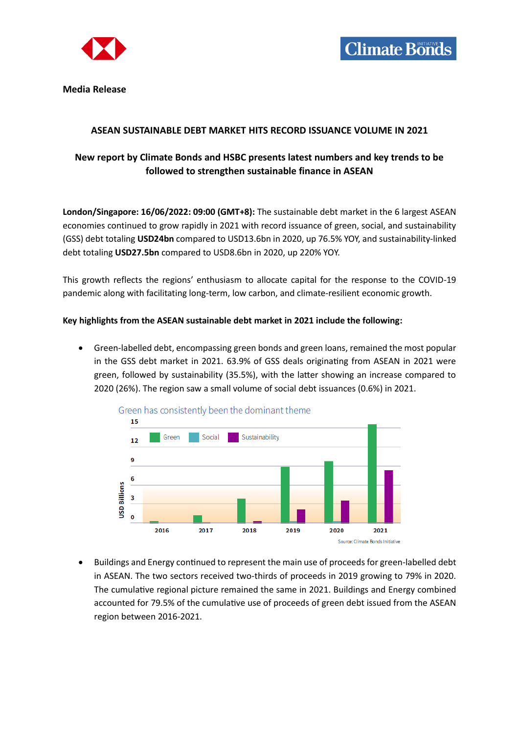**Media Release**

## ASEAN SUSTAINABLE DEBT MARKET HITS RECORD ISSUANCE VOLUME IN 2021

### New report by Climate Bonds and HSBC presents latest numbers and key trends to be followed to strengthen sustainable finance in ASEAN

**London/Singapore: 16/06/2022: 09:00 (GMT+8):** The sustainable debt market in the 6 largest ASEAN economies continued to grow rapidly in 2021 with record issuance of green, social, and sustainability (GSS) debt totaling **USD24bn** compared to USD13.6bn in 2020, up 76.5% YOY, and sustainability-linked debt totaling **USD27.5bn** compared to USD8.6bn in 2020, up 220% YOY.

This growth reflects the regions' enthusiasm to allocate capital for the response to the COVID-19 pandemic along with facilitating long-term, low carbon, and climate-resilient economic growth.

**Key highlights from the ASEAN sustainable debt market in 2021 include the following:**

- Green-labelled debt, encompassing green bonds and green loans, remained the most popular in the GSS debt market in 2021. 63.9% of GSS deals originating from ASEAN in 2021 were green, followed by sustainability (35.5%), with the latter showing an increase compared to 2020 (26%). The region saw a small volume of social debt issuances (0.6%) in 2021.

Green has consistently been the dominant theme

Source: Climate Bonds Initiative

- Buildings and Energy continued to represent the main use of proceeds for green-labelled debt in ASEAN. The two sectors received two-thirds of proceeds in 2019 growing to 79% in 2020. The cumulative regional picture remained the same in 2021. Buildings and Energy combined accounted for 79.5% of the cumulative use of proceeds of green debt issued from the ASEAN region between 2016-2021.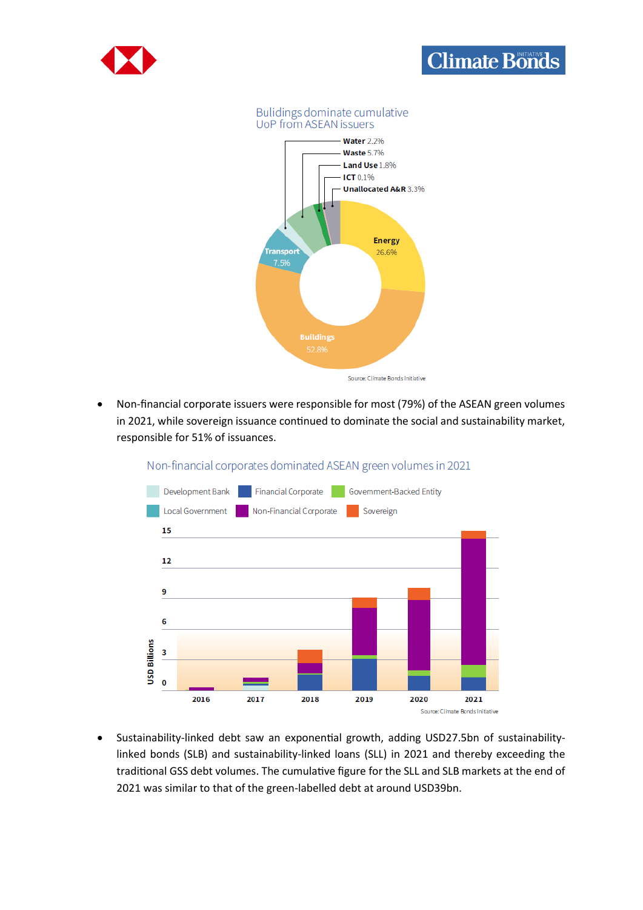Bulidings dominate cumulative UoP from ASEAN issuers

Water 2.2%
Waste 5.7%
Land Use 1.8%
ICT 0.1%
Unallocated A&R 3.3%
Energy 26.6%
Transport 7.5%
Buildings 52.8%

Source: Climate Bonds Initiative

- Non-financial corporate issuers were responsible for most (79%) of the ASEAN green volumes in 2021, while sovereign issuance continued to dominate the social and sustainability market, responsible for 51% of issuances.

Non-financial corporates dominated ASEAN green volumes in 2021

Development Bank, Financial Corporate, Government-Backed Entity, Local Government, Non-Financial Corporate, Sovereign

USD Billions: 0, 3, 6, 9, 12, 15

2016, 2017, 2018, 2019, 2020, 2021

Source: Climate Bonds Initiative

- Sustainability-linked debt saw an exponential growth, adding USD27.5bn of sustainability-linked bonds (SLB) and sustainability-linked loans (SLL) in 2021 and thereby exceeding the traditional GSS debt volumes. The cumulative figure for the SLL and SLB markets at the end of 2021 was similar to that of the green-labelled debt at around USD39bn.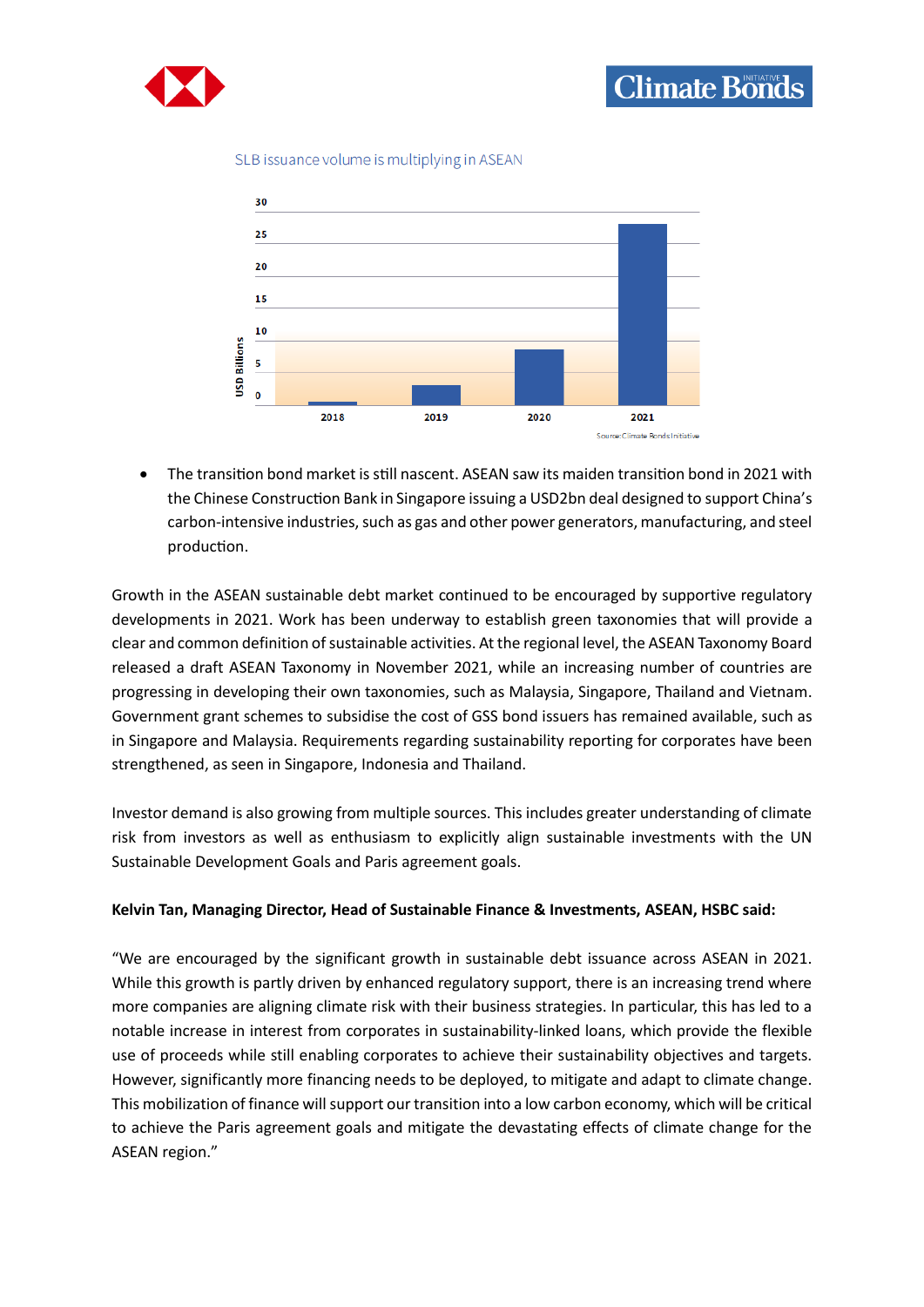SLB issuance volume is multiplying in ASEAN

Source: Climate Bonds Initiative

- The transition bond market is still nascent. ASEAN saw its maiden transition bond in 2021 with the Chinese Construction Bank in Singapore issuing a USD2bn deal designed to support China's carbon-intensive industries, such as gas and other power generators, manufacturing, and steel production.

Growth in the ASEAN sustainable debt market continued to be encouraged by supportive regulatory developments in 2021. Work has been underway to establish green taxonomies that will provide a clear and common definition of sustainable activities. At the regional level, the ASEAN Taxonomy Board released a draft ASEAN Taxonomy in November 2021, while an increasing number of countries are progressing in developing their own taxonomies, such as Malaysia, Singapore, Thailand and Vietnam. Government grant schemes to subsidise the cost of GSS bond issuers has remained available, such as in Singapore and Malaysia. Requirements regarding sustainability reporting for corporates have been strengthened, as seen in Singapore, Indonesia and Thailand.

Investor demand is also growing from multiple sources. This includes greater understanding of climate risk from investors as well as enthusiasm to explicitly align sustainable investments with the UN Sustainable Development Goals and Paris agreement goals.

**Kelvin Tan, Managing Director, Head of Sustainable Finance & Investments, ASEAN, HSBC said:**

"We are encouraged by the significant growth in sustainable debt issuance across ASEAN in 2021. While this growth is partly driven by enhanced regulatory support, there is an increasing trend where more companies are aligning climate risk with their business strategies. In particular, this has led to a notable increase in interest from corporates in sustainability-linked loans, which provide the flexible use of proceeds while still enabling corporates to achieve their sustainability objectives and targets. However, significantly more financing needs to be deployed, to mitigate and adapt to climate change. This mobilization of finance will support our transition into a low carbon economy, which will be critical to achieve the Paris agreement goals and mitigate the devastating effects of climate change for the ASEAN region."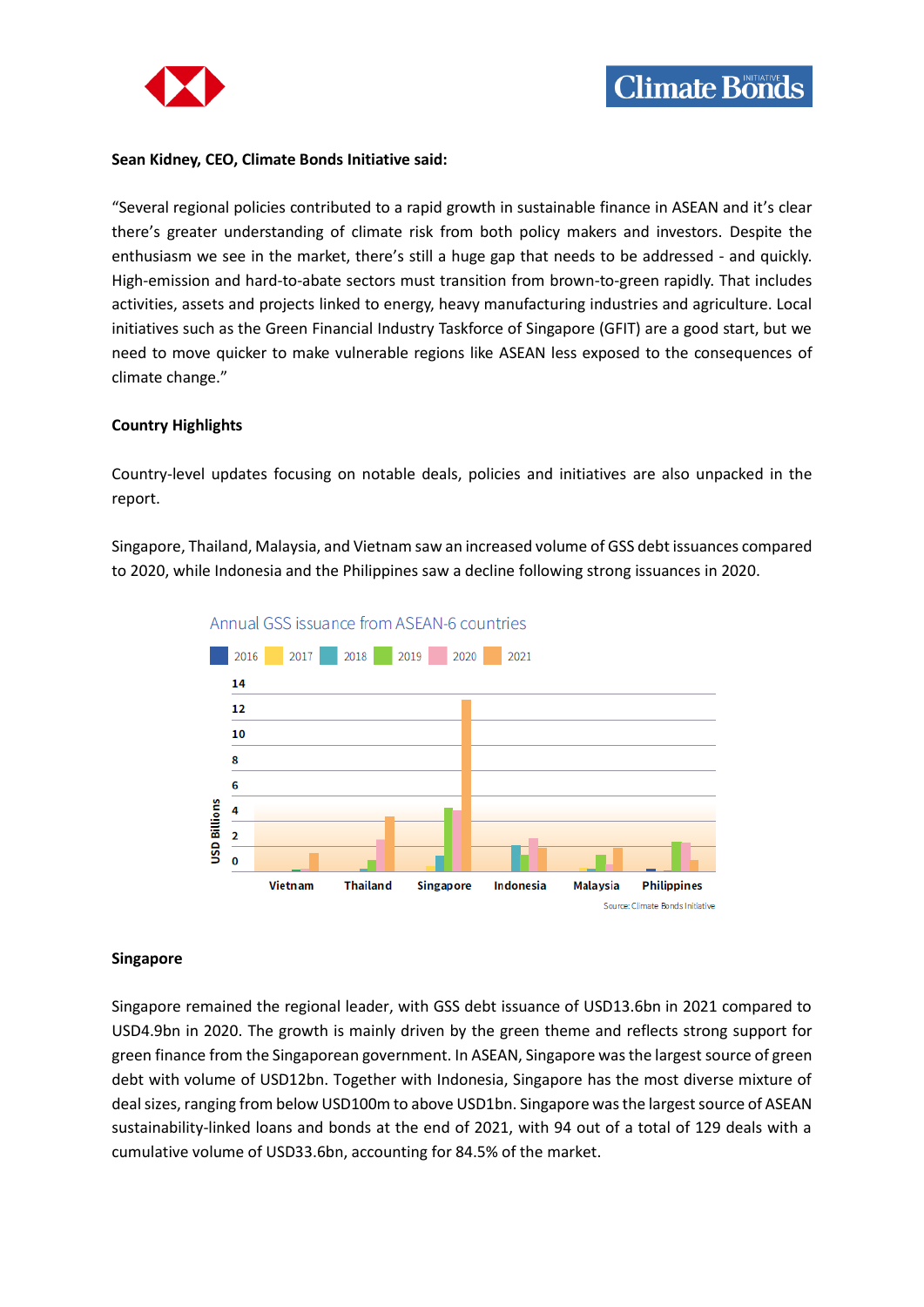**Sean Kidney, CEO, Climate Bonds Initiative said:**

"Several regional policies contributed to a rapid growth in sustainable finance in ASEAN and it's clear there's greater understanding of climate risk from both policy makers and investors. Despite the enthusiasm we see in the market, there's still a huge gap that needs to be addressed - and quickly. High-emission and hard-to-abate sectors must transition from brown-to-green rapidly. That includes activities, assets and projects linked to energy, heavy manufacturing industries and agriculture. Local initiatives such as the Green Financial Industry Taskforce of Singapore (GFIT) are a good start, but we need to move quicker to make vulnerable regions like ASEAN less exposed to the consequences of climate change."

**Country Highlights**

Country-level updates focusing on notable deals, policies and initiatives are also unpacked in the report.

Singapore, Thailand, Malaysia, and Vietnam saw an increased volume of GSS debt issuances compared to 2020, while Indonesia and the Philippines saw a decline following strong issuances in 2020.

Annual GSS issuance from ASEAN-6 countries

Source: Climate Bonds Initiative

**Singapore**

Singapore remained the regional leader, with GSS debt issuance of USD13.6bn in 2021 compared to USD4.9bn in 2020. The growth is mainly driven by the green theme and reflects strong support for green finance from the Singaporean government. In ASEAN, Singapore was the largest source of green debt with volume of USD12bn. Together with Indonesia, Singapore has the most diverse mixture of deal sizes, ranging from below USD100m to above USD1bn. Singapore was the largest source of ASEAN sustainability-linked loans and bonds at the end of 2021, with 94 out of a total of 129 deals with a cumulative volume of USD33.6bn, accounting for 84.5% of the market.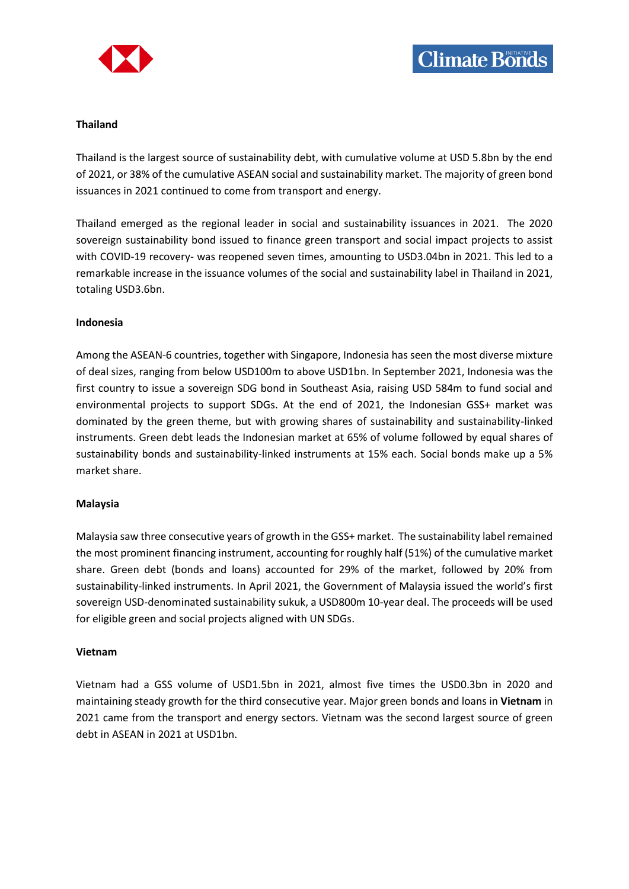**Thailand**

Thailand is the largest source of sustainability debt, with cumulative volume at USD 5.8bn by the end of 2021, or 38% of the cumulative ASEAN social and sustainability market. The majority of green bond issuances in 2021 continued to come from transport and energy.

Thailand emerged as the regional leader in social and sustainability issuances in 2021. The 2020 sovereign sustainability bond issued to finance green transport and social impact projects to assist with COVID-19 recovery- was reopened seven times, amounting to USD3.04bn in 2021. This led to a remarkable increase in the issuance volumes of the social and sustainability label in Thailand in 2021, totaling USD3.6bn.

**Indonesia**

Among the ASEAN-6 countries, together with Singapore, Indonesia has seen the most diverse mixture of deal sizes, ranging from below USD100m to above USD1bn. In September 2021, Indonesia was the first country to issue a sovereign SDG bond in Southeast Asia, raising USD 584m to fund social and environmental projects to support SDGs. At the end of 2021, the Indonesian GSS+ market was dominated by the green theme, but with growing shares of sustainability and sustainability-linked instruments. Green debt leads the Indonesian market at 65% of volume followed by equal shares of sustainability bonds and sustainability-linked instruments at 15% each. Social bonds make up a 5% market share.

**Malaysia**

Malaysia saw three consecutive years of growth in the GSS+ market. The sustainability label remained the most prominent financing instrument, accounting for roughly half (51%) of the cumulative market share. Green debt (bonds and loans) accounted for 29% of the market, followed by 20% from sustainability-linked instruments. In April 2021, the Government of Malaysia issued the world's first sovereign USD-denominated sustainability sukuk, a USD800m 10-year deal. The proceeds will be used for eligible green and social projects aligned with UN SDGs.

**Vietnam**

Vietnam had a GSS volume of USD1.5bn in 2021, almost five times the USD0.3bn in 2020 and maintaining steady growth for the third consecutive year. Major green bonds and loans in **Vietnam** in 2021 came from the transport and energy sectors. Vietnam was the second largest source of green debt in ASEAN in 2021 at USD1bn.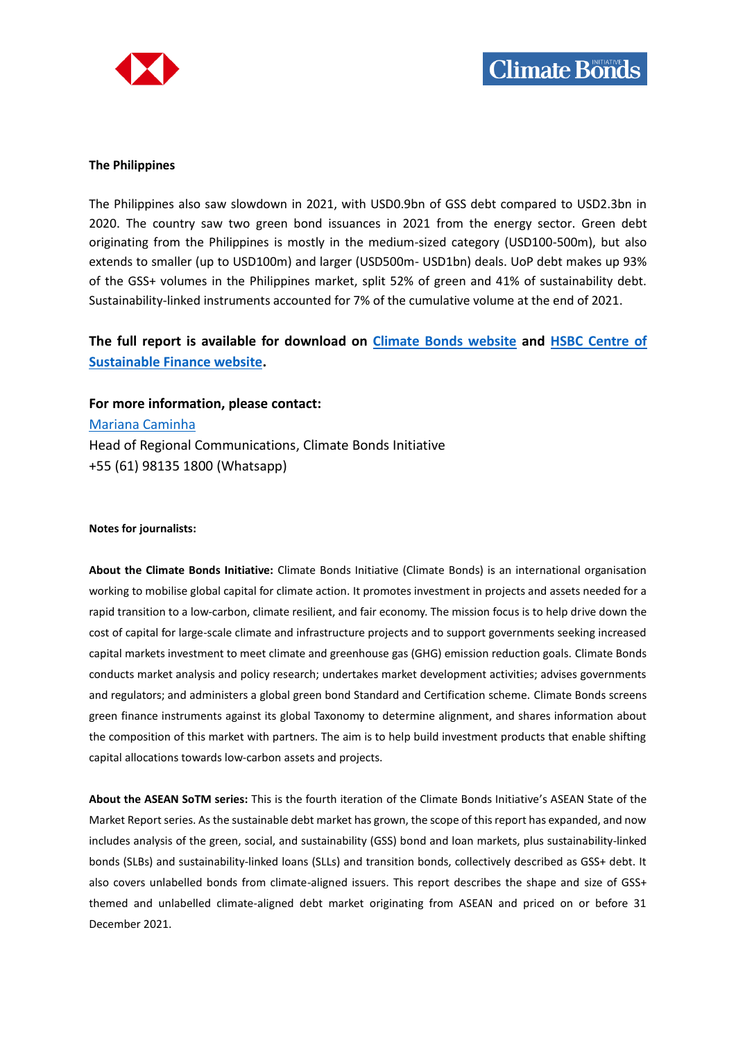**The Philippines**

The Philippines also saw slowdown in 2021, with USD0.9bn of GSS debt compared to USD2.3bn in 2020. The country saw two green bond issuances in 2021 from the energy sector. Green debt originating from the Philippines is mostly in the medium-sized category (USD100-500m), but also extends to smaller (up to USD100m) and larger (USD500m- USD1bn) deals. UoP debt makes up 93% of the GSS+ volumes in the Philippines market, split 52% of green and 41% of sustainability debt. Sustainability-linked instruments accounted for 7% of the cumulative volume at the end of 2021.

**The full report is available for download on [Climate Bonds website] and [HSBC Centre of Sustainable Finance website].**

**For more information, please contact:**

[Mariana Caminha]
Head of Regional Communications, Climate Bonds Initiative
+55 (61) 98135 1800 (Whatsapp)

**Notes for journalists:**

**About the Climate Bonds Initiative:** Climate Bonds Initiative (Climate Bonds) is an international organisation working to mobilise global capital for climate action. It promotes investment in projects and assets needed for a rapid transition to a low-carbon, climate resilient, and fair economy. The mission focus is to help drive down the cost of capital for large-scale climate and infrastructure projects and to support governments seeking increased capital markets investment to meet climate and greenhouse gas (GHG) emission reduction goals. Climate Bonds conducts market analysis and policy research; undertakes market development activities; advises governments and regulators; and administers a global green bond Standard and Certification scheme. Climate Bonds screens green finance instruments against its global Taxonomy to determine alignment, and shares information about the composition of this market with partners. The aim is to help build investment products that enable shifting capital allocations towards low-carbon assets and projects.

**About the ASEAN SoTM series:** This is the fourth iteration of the Climate Bonds Initiative's ASEAN State of the Market Report series. As the sustainable debt market has grown, the scope of this report has expanded, and now includes analysis of the green, social, and sustainability (GSS) bond and loan markets, plus sustainability-linked bonds (SLBs) and sustainability-linked loans (SLLs) and transition bonds, collectively described as GSS+ debt. It also covers unlabelled bonds from climate-aligned issuers. This report describes the shape and size of GSS+ themed and unlabelled climate-aligned debt market originating from ASEAN and priced on or before 31 December 2021.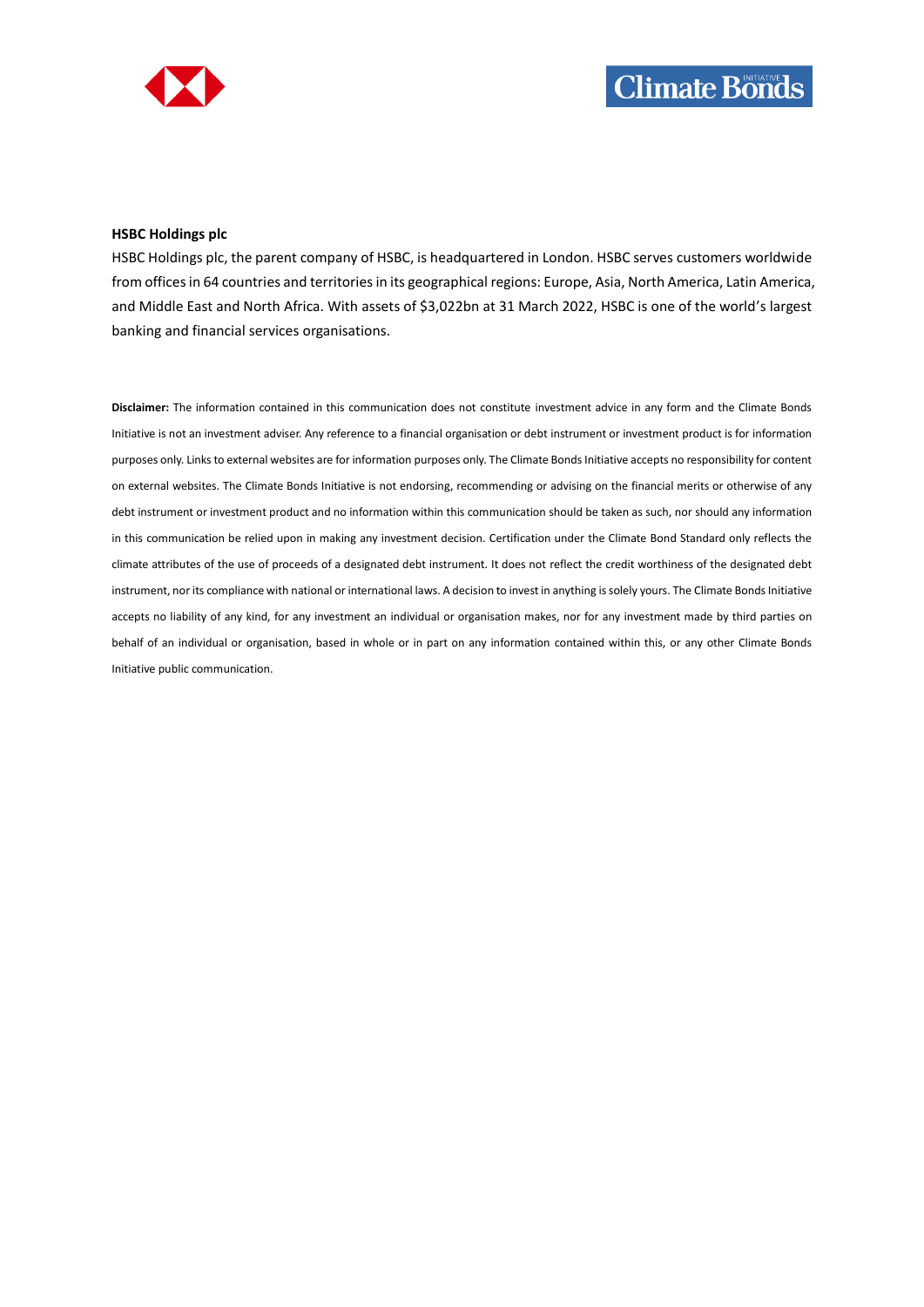**HSBC Holdings plc**

HSBC Holdings plc, the parent company of HSBC, is headquartered in London. HSBC serves customers worldwide from offices in 64 countries and territories in its geographical regions: Europe, Asia, North America, Latin America, and Middle East and North Africa. With assets of $3,022bn at 31 March 2022, HSBC is one of the world's largest banking and financial services organisations.

**Disclaimer:** The information contained in this communication does not constitute investment advice in any form and the Climate Bonds Initiative is not an investment adviser. Any reference to a financial organisation or debt instrument or investment product is for information purposes only. Links to external websites are for information purposes only. The Climate Bonds Initiative accepts no responsibility for content on external websites. The Climate Bonds Initiative is not endorsing, recommending or advising on the financial merits or otherwise of any debt instrument or investment product and no information within this communication should be taken as such, nor should any information in this communication be relied upon in making any investment decision. Certification under the Climate Bond Standard only reflects the climate attributes of the use of proceeds of a designated debt instrument. It does not reflect the credit worthiness of the designated debt instrument, nor its compliance with national or international laws. A decision to invest in anything is solely yours. The Climate Bonds Initiative accepts no liability of any kind, for any investment an individual or organisation makes, nor for any investment made by third parties on behalf of an individual or organisation, based in whole or in part on any information contained within this, or any other Climate Bonds Initiative public communication.